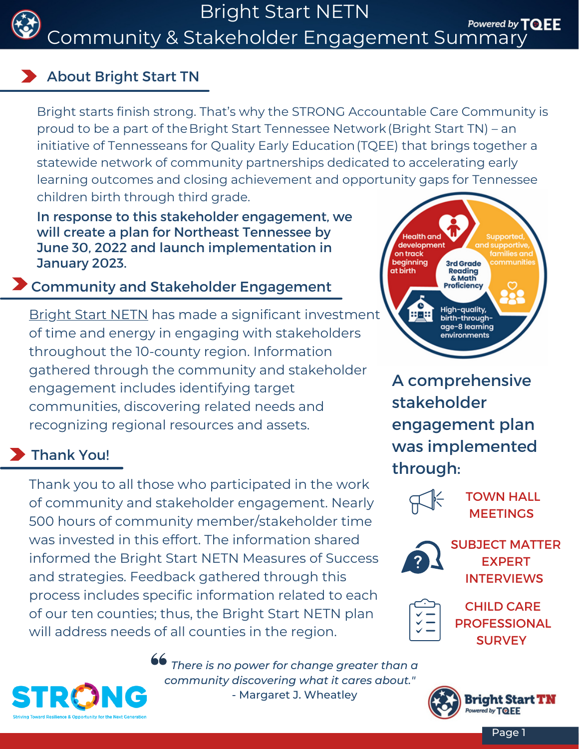# Bright Start NETN
# Community & Stakeholder Engagement Summary

Powered by TQEE

## About Bright Start TN

Bright starts finish strong. That's why the STRONG Accountable Care Community is proud to be a part of the Bright Start Tennessee Network (Bright Start TN) – an initiative of Tennesseans for Quality Early Education (TQEE) that brings together a statewide network of community partnerships dedicated to accelerating early learning outcomes and closing achievement and opportunity gaps for Tennessee children birth through third grade.

**In response to this stakeholder engagement, we will create a plan for Northeast Tennessee by June 30, 2022 and launch implementation in January 2023.**

Health and development on track beginning at birth

Supported, and supportive, families and communities

3rd Grade Reading & Math Proficiency

High-quality, birth-through-age-8 learning environments

## Community and Stakeholder Engagement

Bright Start NETN has made a significant investment of time and energy in engaging with stakeholders throughout the 10-county region. Information gathered through the community and stakeholder engagement includes identifying target communities, discovering related needs and recognizing regional resources and assets.

### A comprehensive stakeholder engagement plan was implemented through:

- TOWN HALL MEETINGS
- SUBJECT MATTER EXPERT INTERVIEWS
- CHILD CARE PROFESSIONAL SURVEY

## Thank You!

Thank you to all those who participated in the work of community and stakeholder engagement. Nearly 500 hours of community member/stakeholder time was invested in this effort. The information shared informed the Bright Start NETN Measures of Success and strategies. Feedback gathered through this process includes specific information related to each of our ten counties; thus, the Bright Start NETN plan will address needs of all counties in the region.

> *"There is no power for change greater than a community discovering what it cares about."*
> - Margaret J. Wheatley

STRONG – Striving Toward Resilience & Opportunity for the Next Generation

Bright Start TN Powered by TQEE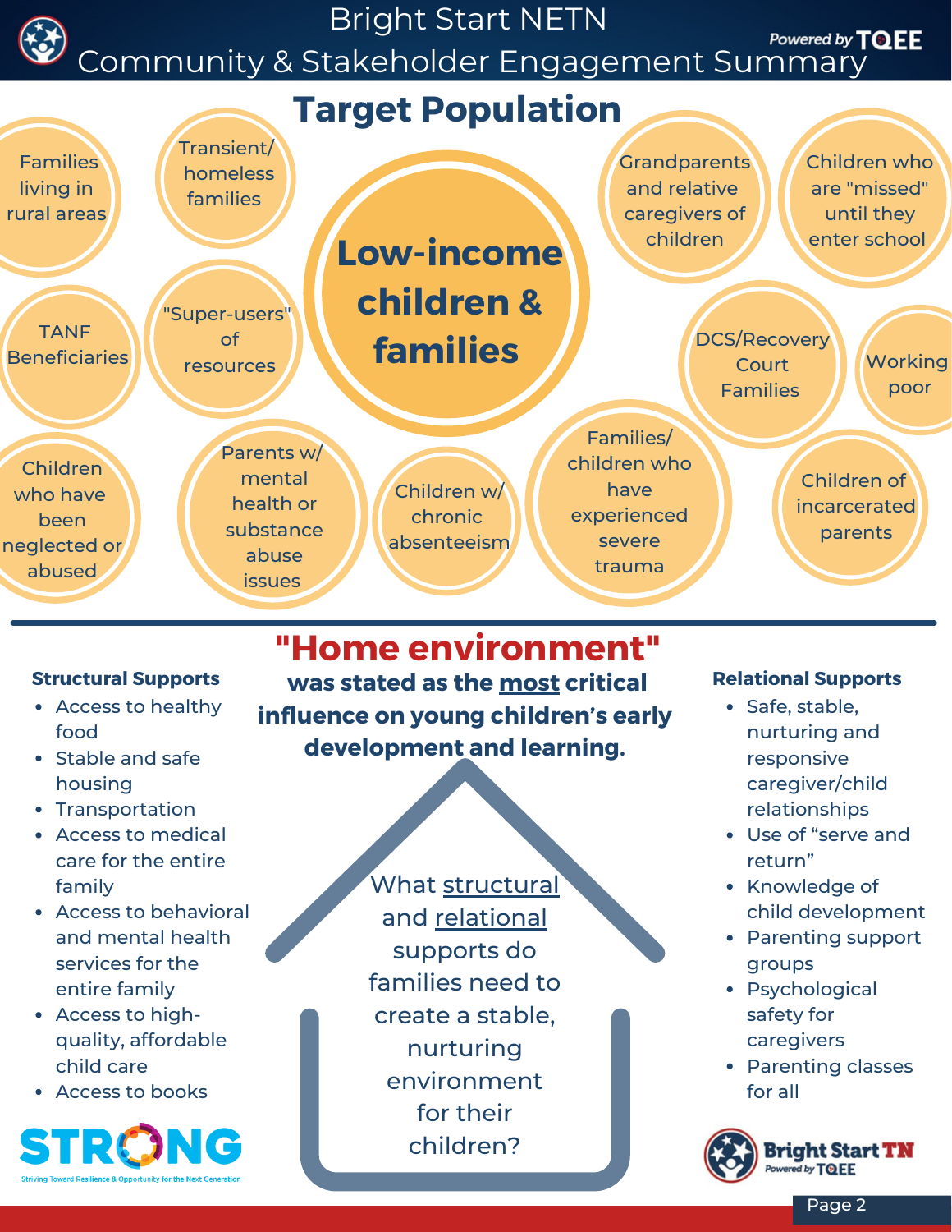# Bright Start NETN
## Community & Stakeholder Engagement Summary

Powered by TQEE

## Target Population

**Low-income children & families**

- Families living in rural areas
- Transient/ homeless families
- Grandparents and relative caregivers of children
- Children who are "missed" until they enter school
- TANF Beneficiaries
- "Super-users" of resources
- DCS/Recovery Court Families
- Working poor
- Children who have been neglected or abused
- Parents w/ mental health or substance abuse issues
- Children w/ chronic absenteeism
- Families/ children who have experienced severe trauma
- Children of incarcerated parents

## "Home environment"

**was stated as the most critical influence on young children's early development and learning.**

What structural and relational supports do families need to create a stable, nurturing environment for their children?

### Structural Supports

- Access to healthy food
- Stable and safe housing
- Transportation
- Access to medical care for the entire family
- Access to behavioral and mental health services for the entire family
- Access to high-quality, affordable child care
- Access to books

### Relational Supports

- Safe, stable, nurturing and responsive caregiver/child relationships
- Use of "serve and return"
- Knowledge of child development
- Parenting support groups
- Psychological safety for caregivers
- Parenting classes for all

STRONG — Striving Toward Resilience & Opportunity for the Next Generation

Bright Start TN — Powered by TQEE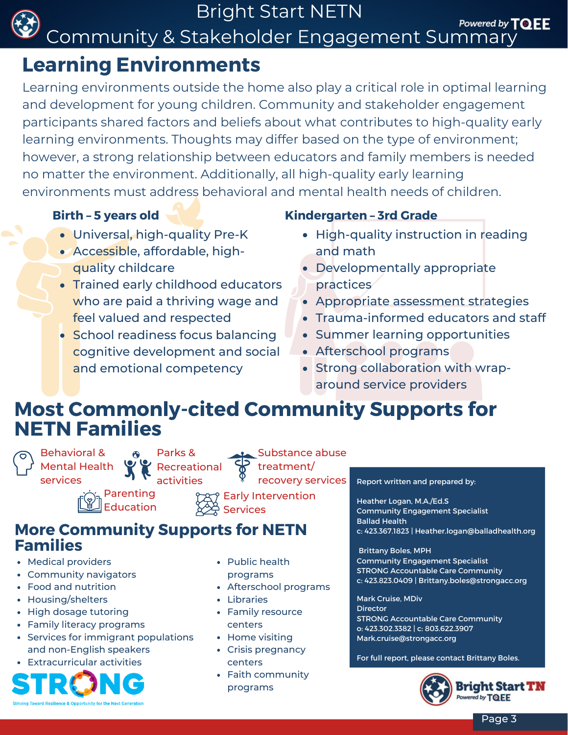# Bright Start NETN Community & Stakeholder Engagement Summary

## Learning Environments

Learning environments outside the home also play a critical role in optimal learning and development for young children. Community and stakeholder engagement participants shared factors and beliefs about what contributes to high-quality early learning environments. Thoughts may differ based on the type of environment; however, a strong relationship between educators and family members is needed no matter the environment. Additionally, all high-quality early learning environments must address behavioral and mental health needs of children.

### Birth – 5 years old

- Universal, high-quality Pre-K
- Accessible, affordable, high-quality childcare
- Trained early childhood educators who are paid a thriving wage and feel valued and respected
- School readiness focus balancing cognitive development and social and emotional competency

### Kindergarten – 3rd Grade

- High-quality instruction in reading and math
- Developmentally appropriate practices
- Appropriate assessment strategies
- Trauma-informed educators and staff
- Summer learning opportunities
- Afterschool programs
- Strong collaboration with wrap-around service providers

## Most Commonly-cited Community Supports for NETN Families

- Behavioral & Mental Health services
- Parks & Recreational activities
- Substance abuse treatment/ recovery services
- Parenting Education
- Early Intervention Services

## More Community Supports for NETN Families

- Medical providers
- Community navigators
- Food and nutrition
- Housing/shelters
- High dosage tutoring
- Family literacy programs
- Services for immigrant populations and non-English speakers
- Extracurricular activities
- Public health programs
- Afterschool programs
- Libraries
- Family resource centers
- Home visiting
- Crisis pregnancy centers
- Faith community programs

STRONG — Striving Toward Resilience & Opportunity for the Next Generation

Report written and prepared by:

Heather Logan, M.A./Ed.S
Community Engagement Specialist
Ballad Health
c: 423.367.1823 | Heather.logan@balladhealth.org

Brittany Boles, MPH
Community Engagement Specialist
STRONG Accountable Care Community
c: 423.823.0409 | Brittany.boles@strongacc.org

Mark Cruise, MDiv
Director
STRONG Accountable Care Community
o: 423.302.3382 | c: 803.622.3907
Mark.cruise@strongacc.org

For full report, please contact Brittany Boles.

Bright Start TN Powered by TQEE